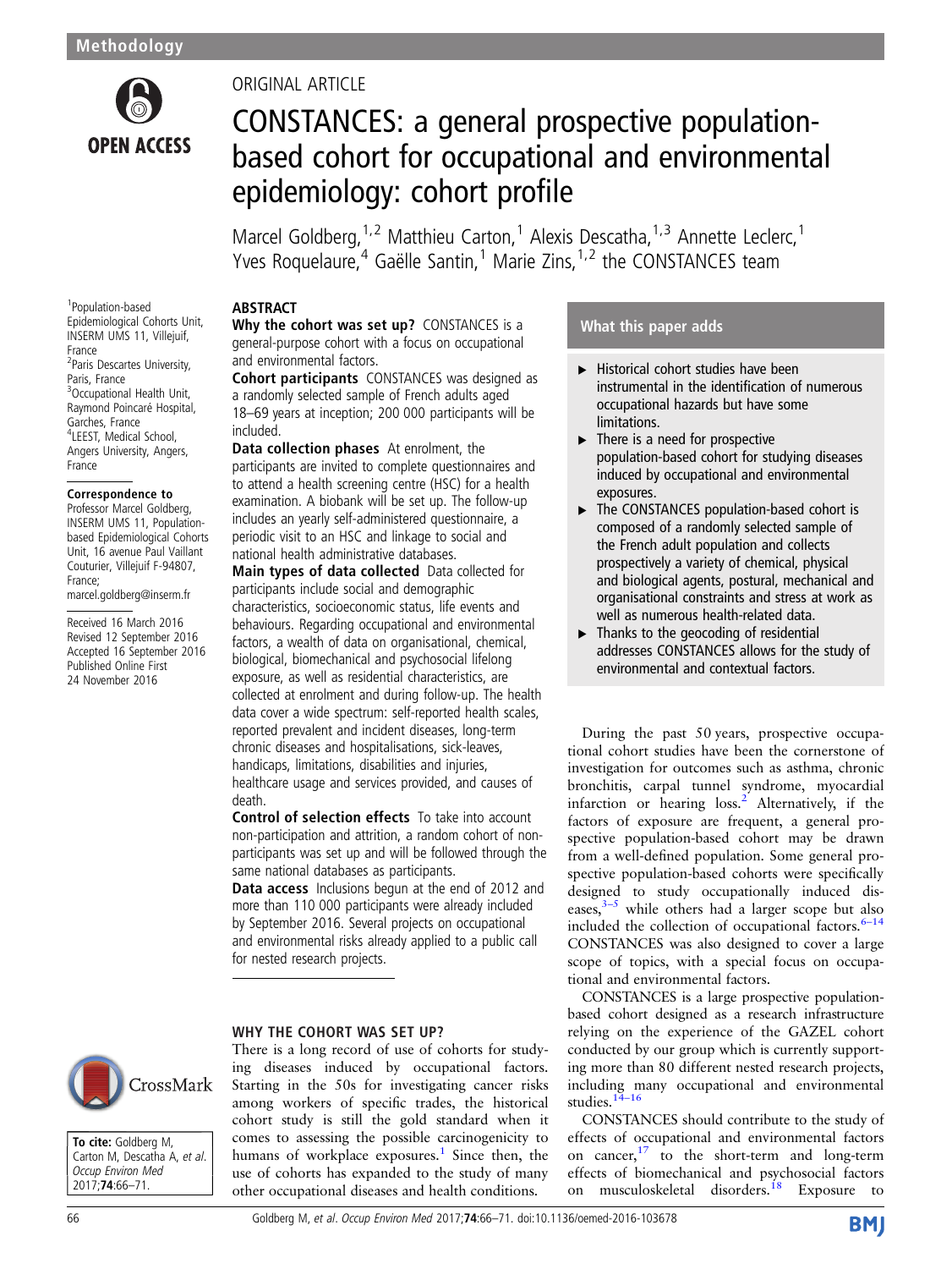Methodology

ORIGINAL ARTICLE

# CONSTANCES: a general prospective population-based cohort for occupational and environmental epidemiology: cohort profile

Marcel Goldberg,[1,2] Matthieu Carton,[1] Alexis Descatha,[1,3] Annette Leclerc,[1] Yves Roquelaure,[4] Gaëlle Santin,[1] Marie Zins,[1,2] the CONSTANCES team

[1]Population-based Epidemiological Cohorts Unit, INSERM UMS 11, Villejuif, France
[2]Paris Descartes University, Paris, France
[3]Occupational Health Unit, Raymond Poincaré Hospital, Garches, France
[4]LEEST, Medical School, Angers University, Angers, France

**Correspondence to**
Professor Marcel Goldberg, INSERM UMS 11, Population-based Epidemiological Cohorts Unit, 16 avenue Paul Vaillant Couturier, Villejuif F-94807, France; marcel.goldberg@inserm.fr

Received 16 March 2016
Revised 12 September 2016
Accepted 16 September 2016
Published Online First 24 November 2016

## ABSTRACT

**Why the cohort was set up?** CONSTANCES is a general-purpose cohort with a focus on occupational and environmental factors.

**Cohort participants** CONSTANCES was designed as a randomly selected sample of French adults aged 18–69 years at inception; 200 000 participants will be included.

**Data collection phases** At enrolment, the participants are invited to complete questionnaires and to attend a health screening centre (HSC) for a health examination. A biobank will be set up. The follow-up includes an yearly self-administered questionnaire, a periodic visit to an HSC and linkage to social and national health administrative databases.

**Main types of data collected** Data collected for participants include social and demographic characteristics, socioeconomic status, life events and behaviours. Regarding occupational and environmental factors, a wealth of data on organisational, chemical, biological, biomechanical and psychosocial lifelong exposure, as well as residential characteristics, are collected at enrolment and during follow-up. The health data cover a wide spectrum: self-reported health scales, reported prevalent and incident diseases, long-term chronic diseases and hospitalisations, sick-leaves, handicaps, limitations, disabilities and injuries, healthcare usage and services provided, and causes of death.

**Control of selection effects** To take into account non-participation and attrition, a random cohort of non-participants was set up and will be followed through the same national databases as participants.

**Data access** Inclusions begun at the end of 2012 and more than 110 000 participants were already included by September 2016. Several projects on occupational and environmental risks already applied to a public call for nested research projects.

## What this paper adds

- Historical cohort studies have been instrumental in the identification of numerous occupational hazards but have some limitations.
- There is a need for prospective population-based cohort for studying diseases induced by occupational and environmental exposures.
- The CONSTANCES population-based cohort is composed of a randomly selected sample of the French adult population and collects prospectively a variety of chemical, physical and biological agents, postural, mechanical and organisational constraints and stress at work as well as numerous health-related data.
- Thanks to the geocoding of residential addresses CONSTANCES allows for the study of environmental and contextual factors.

## WHY THE COHORT WAS SET UP?

There is a long record of use of cohorts for studying diseases induced by occupational factors. Starting in the 50s for investigating cancer risks among workers of specific trades, the historical cohort study is still the gold standard when it comes to assessing the possible carcinogenicity to humans of workplace exposures.[1] Since then, the use of cohorts has expanded to the study of many other occupational diseases and health conditions.

During the past 50 years, prospective occupational cohort studies have been the cornerstone of investigation for outcomes such as asthma, chronic bronchitis, carpal tunnel syndrome, myocardial infarction or hearing loss.[2] Alternatively, if the factors of exposure are frequent, a general prospective population-based cohort may be drawn from a well-defined population. Some general prospective population-based cohorts were specifically designed to study occupationally induced diseases,[3–5] while others had a larger scope but also included the collection of occupational factors.[6–14] CONSTANCES was also designed to cover a large scope of topics, with a special focus on occupational and environmental factors.

CONSTANCES is a large prospective population-based cohort designed as a research infrastructure relying on the experience of the GAZEL cohort conducted by our group which is currently supporting more than 80 different nested research projects, including many occupational and environmental studies.[14–16]

CONSTANCES should contribute to the study of effects of occupational and environmental factors on cancer,[17] to the short-term and long-term effects of biomechanical and psychosocial factors on musculoskeletal disorders.[18] Exposure to

**To cite:** Goldberg M, Carton M, Descatha A, et al. *Occup Environ Med* 2017;**74**:66–71.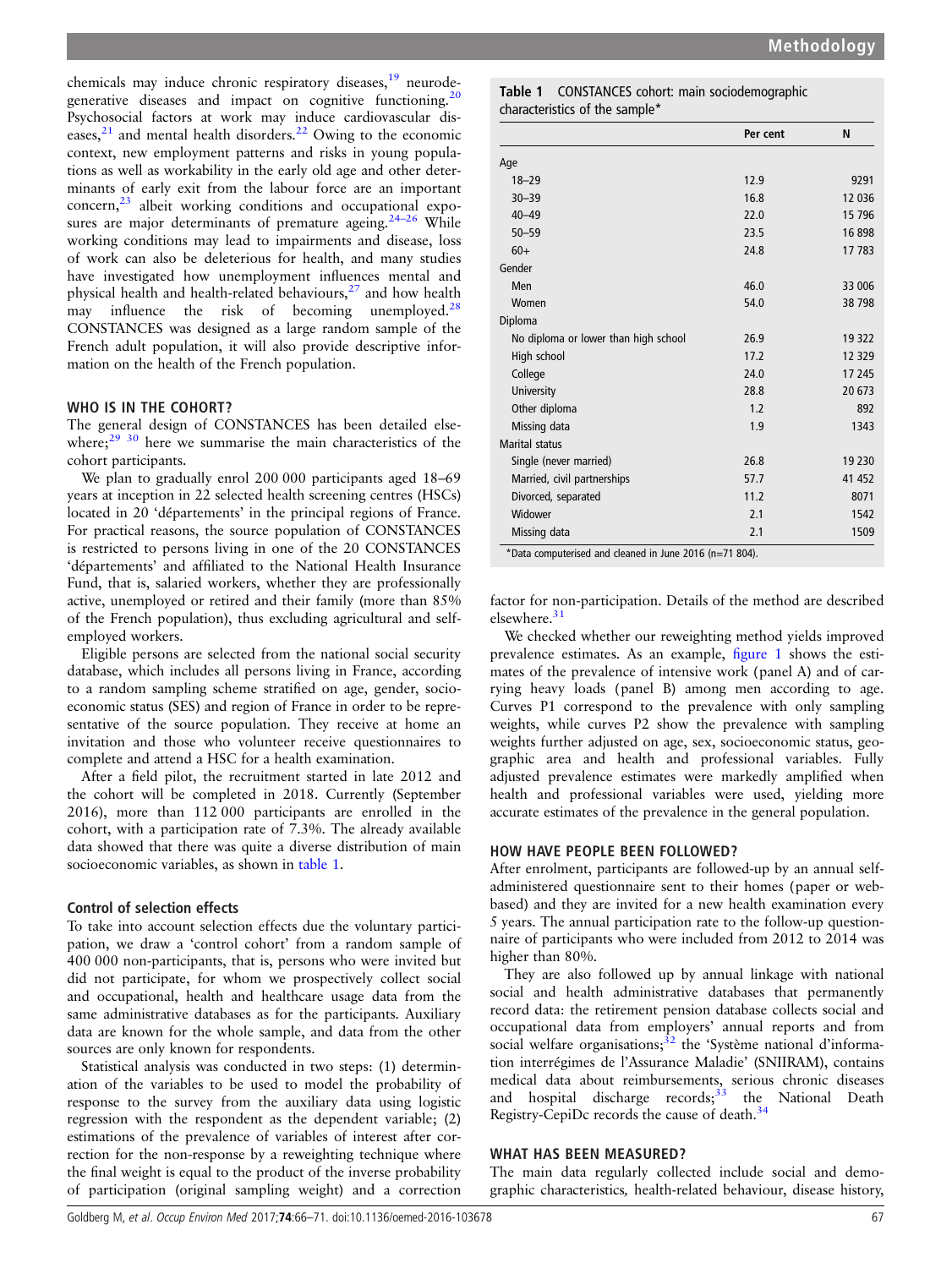chemicals may induce chronic respiratory diseases,[19] neurodegenerative diseases and impact on cognitive functioning.[20] Psychosocial factors at work may induce cardiovascular diseases,[21] and mental health disorders.[22] Owing to the economic context, new employment patterns and risks in young populations as well as workability in the early old age and other determinants of early exit from the labour force are an important concern,[23] albeit working conditions and occupational exposures are major determinants of premature ageing.[24–26] While working conditions may lead to impairments and disease, loss of work can also be deleterious for health, and many studies have investigated how unemployment influences mental and physical health and health-related behaviours,[27] and how health may influence the risk of becoming unemployed.[28] CONSTANCES was designed as a large random sample of the French adult population, it will also provide descriptive information on the health of the French population.

## WHO IS IN THE COHORT?

The general design of CONSTANCES has been detailed elsewhere;[29 30] here we summarise the main characteristics of the cohort participants.

We plan to gradually enrol 200 000 participants aged 18–69 years at inception in 22 selected health screening centres (HSCs) located in 20 'départements' in the principal regions of France. For practical reasons, the source population of CONSTANCES is restricted to persons living in one of the 20 CONSTANCES 'départements' and affiliated to the National Health Insurance Fund, that is, salaried workers, whether they are professionally active, unemployed or retired and their family (more than 85% of the French population), thus excluding agricultural and self-employed workers.

Eligible persons are selected from the national social security database, which includes all persons living in France, according to a random sampling scheme stratified on age, gender, socioeconomic status (SES) and region of France in order to be representative of the source population. They receive at home an invitation and those who volunteer receive questionnaires to complete and attend a HSC for a health examination.

After a field pilot, the recruitment started in late 2012 and the cohort will be completed in 2018. Currently (September 2016), more than 112 000 participants are enrolled in the cohort, with a participation rate of 7.3%. The already available data showed that there was quite a diverse distribution of main socioeconomic variables, as shown in table 1.

**Table 1** CONSTANCES cohort: main sociodemographic characteristics of the sample*

| | Per cent | N |
|---|---|---|
| Age | | |
| 18–29 | 12.9 | 9291 |
| 30–39 | 16.8 | 12 036 |
| 40–49 | 22.0 | 15 796 |
| 50–59 | 23.5 | 16 898 |
| 60+ | 24.8 | 17 783 |
| Gender | | |
| Men | 46.0 | 33 006 |
| Women | 54.0 | 38 798 |
| Diploma | | |
| No diploma or lower than high school | 26.9 | 19 322 |
| High school | 17.2 | 12 329 |
| College | 24.0 | 17 245 |
| University | 28.8 | 20 673 |
| Other diploma | 1.2 | 892 |
| Missing data | 1.9 | 1343 |
| Marital status | | |
| Single (never married) | 26.8 | 19 230 |
| Married, civil partnerships | 57.7 | 41 452 |
| Divorced, separated | 11.2 | 8071 |
| Widower | 2.1 | 1542 |
| Missing data | 2.1 | 1509 |

*Data computerised and cleaned in June 2016 (n=71 804).

### Control of selection effects

To take into account selection effects due the voluntary participation, we draw a 'control cohort' from a random sample of 400 000 non-participants, that is, persons who were invited but did not participate, for whom we prospectively collect social and occupational, health and healthcare usage data from the same administrative databases as for the participants. Auxiliary data are known for the whole sample, and data from the other sources are only known for respondents.

Statistical analysis was conducted in two steps: (1) determination of the variables to be used to model the probability of response to the survey from the auxiliary data using logistic regression with the respondent as the dependent variable; (2) estimations of the prevalence of variables of interest after correction for the non-response by a reweighting technique where the final weight is equal to the product of the inverse probability of participation (original sampling weight) and a correction factor for non-participation. Details of the method are described elsewhere.[31]

We checked whether our reweighting method yields improved prevalence estimates. As an example, figure 1 shows the estimates of the prevalence of intensive work (panel A) and of carrying heavy loads (panel B) among men according to age. Curves P1 correspond to the prevalence with only sampling weights, while curves P2 show the prevalence with sampling weights further adjusted on age, sex, socioeconomic status, geographic area and health and professional variables. Fully adjusted prevalence estimates were markedly amplified when health and professional variables were used, yielding more accurate estimates of the prevalence in the general population.

## HOW HAVE PEOPLE BEEN FOLLOWED?

After enrolment, participants are followed-up by an annual self-administered questionnaire sent to their homes (paper or web-based) and they are invited for a new health examination every 5 years. The annual participation rate to the follow-up questionnaire of participants who were included from 2012 to 2014 was higher than 80%.

They are also followed up by annual linkage with national social and health administrative databases that permanently record data: the retirement pension database collects social and occupational data from employers' annual reports and from social welfare organisations;[32] the 'Système national d'information interrégimes de l'Assurance Maladie' (SNIIRAM), contains medical data about reimbursements, serious chronic diseases and hospital discharge records;[33] the National Death Registry-CepiDc records the cause of death.[34]

## WHAT HAS BEEN MEASURED?

The main data regularly collected include social and demographic characteristics, health-related behaviour, disease history,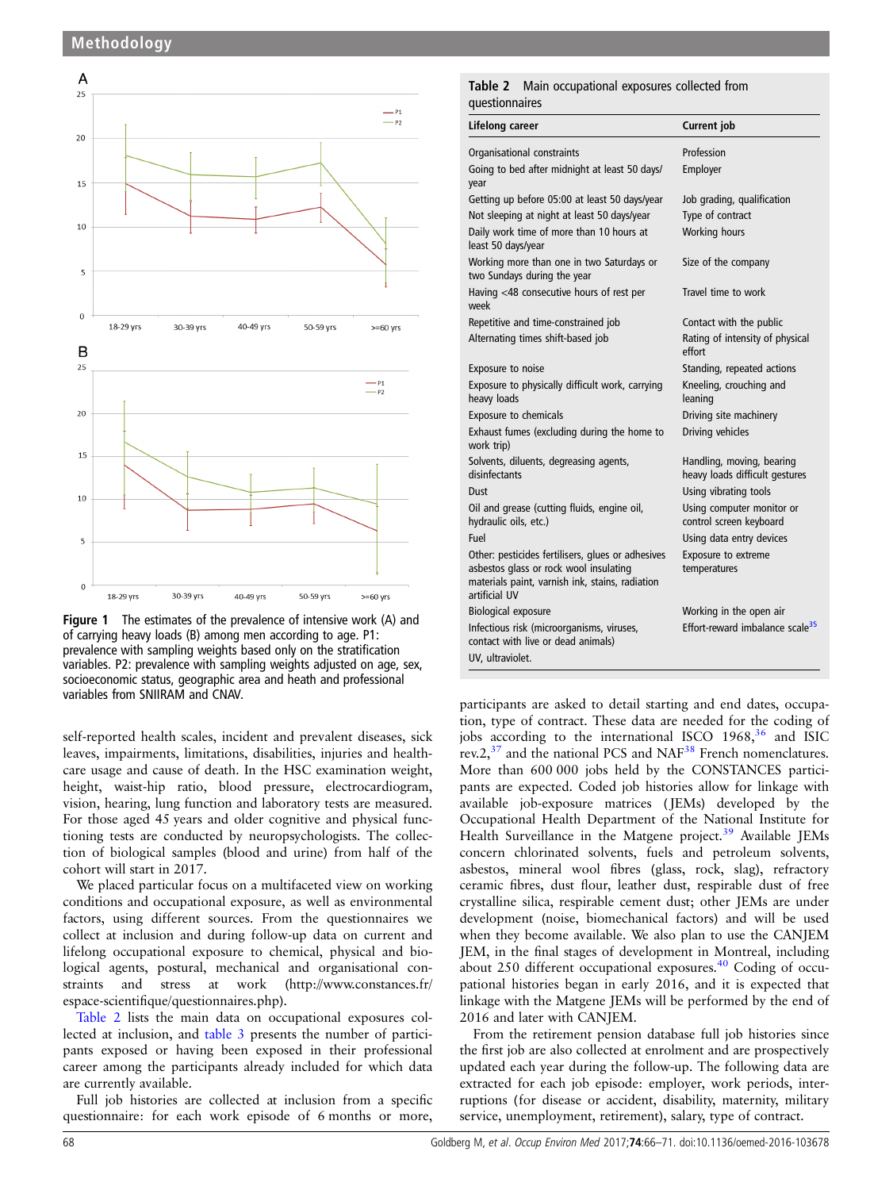Figure 1 The estimates of the prevalence of intensive work (A) and of carrying heavy loads (B) among men according to age. P1: prevalence with sampling weights based only on the stratification variables. P2: prevalence with sampling weights adjusted on age, sex, socioeconomic status, geographic area and heath and professional variables from SNIIRAM and CNAV.

self-reported health scales, incident and prevalent diseases, sick leaves, impairments, limitations, disabilities, injuries and health-care usage and cause of death. In the HSC examination weight, height, waist-hip ratio, blood pressure, electrocardiogram, vision, hearing, lung function and laboratory tests are measured. For those aged 45 years and older cognitive and physical functioning tests are conducted by neuropsychologists. The collection of biological samples (blood and urine) from half of the cohort will start in 2017.

We placed particular focus on a multifaceted view on working conditions and occupational exposure, as well as environmental factors, using different sources. From the questionnaires we collect at inclusion and during follow-up data on current and lifelong occupational exposure to chemical, physical and biological agents, postural, mechanical and organisational constraints and stress at work (http://www.constances.fr/espace-scientifique/questionnaires.php).

Table 2 lists the main data on occupational exposures collected at inclusion, and table 3 presents the number of participants exposed or having been exposed in their professional career among the participants already included for which data are currently available.

Full job histories are collected at inclusion from a specific questionnaire: for each work episode of 6 months or more, participants are asked to detail starting and end dates, occupation, type of contract. These data are needed for the coding of jobs according to the international ISCO 1968,[36] and ISIC rev.2,[37] and the national PCS and NAF[38] French nomenclatures. More than 600 000 jobs held by the CONSTANCES participants are expected. Coded job histories allow for linkage with available job-exposure matrices (JEMs) developed by the Occupational Health Department of the National Institute for Health Surveillance in the Matgene project.[39] Available JEMs concern chlorinated solvents, fuels and petroleum solvents, asbestos, mineral wool fibres (glass, rock, slag), refractory ceramic fibres, dust flour, leather dust, respirable dust of free crystalline silica, respirable cement dust; other JEMs are under development (noise, biomechanical factors) and will be used when they become available. We also plan to use the CANJEM JEM, in the final stages of development in Montreal, including about 250 different occupational exposures.[40] Coding of occupational histories began in early 2016, and it is expected that linkage with the Matgene JEMs will be performed by the end of 2016 and later with CANJEM.

From the retirement pension database full job histories since the first job are also collected at enrolment and are prospectively updated each year during the follow-up. The following data are extracted for each job episode: employer, work periods, interruptions (for disease or accident, disability, maternity, military service, unemployment, retirement), salary, type of contract.

**Table 2** Main occupational exposures collected from questionnaires

| Lifelong career | Current job |
|---|---|
| Organisational constraints | Profession |
| Going to bed after midnight at least 50 days/year | Employer |
| Getting up before 05:00 at least 50 days/year | Job grading, qualification |
| Not sleeping at night at least 50 days/year | Type of contract |
| Daily work time of more than 10 hours at least 50 days/year | Working hours |
| Working more than one in two Saturdays or two Sundays during the year | Size of the company |
| Having <48 consecutive hours of rest per week | Travel time to work |
| Repetitive and time-constrained job | Contact with the public |
| Alternating times shift-based job | Rating of intensity of physical effort |
| Exposure to noise | Standing, repeated actions |
| Exposure to physically difficult work, carrying heavy loads | Kneeling, crouching and leaning |
| Exposure to chemicals | Driving site machinery |
| Exhaust fumes (excluding during the home to work trip) | Driving vehicles |
| Solvents, diluents, degreasing agents, disinfectants | Handling, moving, bearing heavy loads difficult gestures |
| Dust | Using vibrating tools |
| Oil and grease (cutting fluids, engine oil, hydraulic oils, etc.) | Using computer monitor or control screen keyboard |
| Fuel | Using data entry devices |
| Other: pesticides fertilisers, glues or adhesives asbestos glass or rock wool insulating materials paint, varnish ink, stains, radiation artificial UV | Exposure to extreme temperatures |
| Biological exposure | Working in the open air |
| Infectious risk (microorganisms, viruses, contact with live or dead animals) | Effort-reward imbalance scale[35] |

UV, ultraviolet.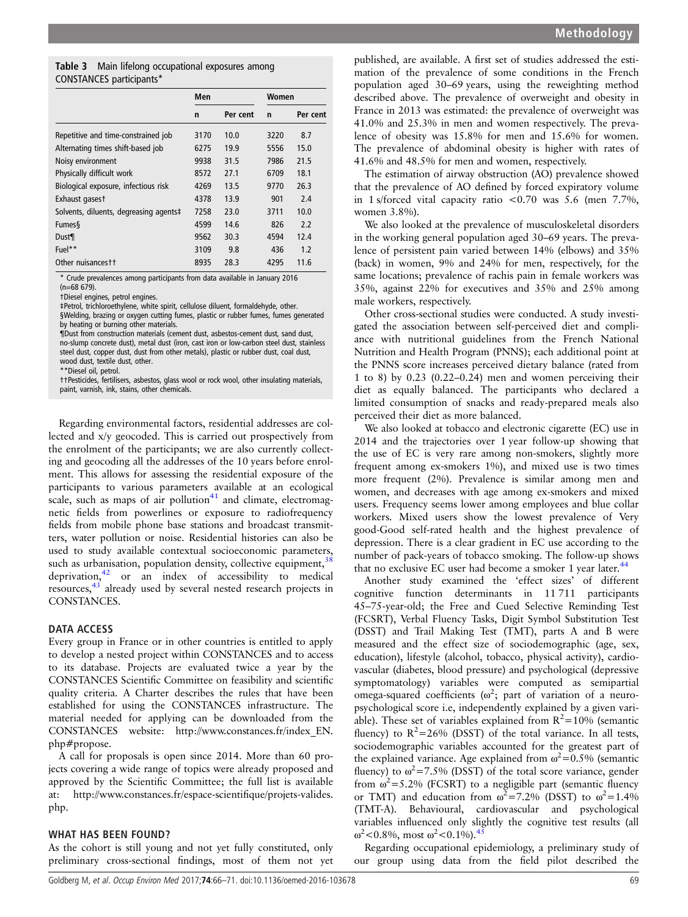**Table 3** Main lifelong occupational exposures among CONSTANCES participants*

| | Men | | Women | |
|---|---|---|---|---|
| | n | Per cent | n | Per cent |
| Repetitive and time-constrained job | 3170 | 10.0 | 3220 | 8.7 |
| Alternating times shift-based job | 6275 | 19.9 | 5556 | 15.0 |
| Noisy environment | 9938 | 31.5 | 7986 | 21.5 |
| Physically difficult work | 8572 | 27.1 | 6709 | 18.1 |
| Biological exposure, infectious risk | 4269 | 13.5 | 9770 | 26.3 |
| Exhaust gases† | 4378 | 13.9 | 901 | 2.4 |
| Solvents, diluents, degreasing agents‡ | 7258 | 23.0 | 3711 | 10.0 |
| Fumes§ | 4599 | 14.6 | 826 | 2.2 |
| Dust¶ | 9562 | 30.3 | 4594 | 12.4 |
| Fuel** | 3109 | 9.8 | 436 | 1.2 |
| Other nuisances†† | 8935 | 28.3 | 4295 | 11.6 |

\* Crude prevalences among participants from data available in January 2016 (n=68 679).
†Diesel engines, petrol engines.
‡Petrol, trichloroethylene, white spirit, cellulose diluent, formaldehyde, other.
§Welding, brazing or oxygen cutting fumes, plastic or rubber fumes, fumes generated by heating or burning other materials.
¶Dust from construction materials (cement dust, asbestos-cement dust, sand dust, no-slump concrete dust), metal dust (iron, cast iron or low-carbon steel dust, stainless steel dust, copper dust, dust from other metals), plastic or rubber dust, coal dust, wood dust, textile dust, other.
**Diesel oil, petrol.
††Pesticides, fertilisers, asbestos, glass wool or rock wool, other insulating materials, paint, varnish, ink, stains, other chemicals.

Regarding environmental factors, residential addresses are collected and x/y geocoded. This is carried out prospectively from the enrolment of the participants; we are also currently collecting and geocoding all the addresses of the 10 years before enrolment. This allows for assessing the residential exposure of the participants to various parameters available at an ecological scale, such as maps of air pollution[41] and climate, electromagnetic fields from powerlines or exposure to radiofrequency fields from mobile phone base stations and broadcast transmitters, water pollution or noise. Residential histories can also be used to study available contextual socioeconomic parameters, such as urbanisation, population density, collective equipment,[38] deprivation,[42] or an index of accessibility to medical resources,[43] already used by several nested research projects in CONSTANCES.

## DATA ACCESS

Every group in France or in other countries is entitled to apply to develop a nested project within CONSTANCES and to access to its database. Projects are evaluated twice a year by the CONSTANCES Scientific Committee on feasibility and scientific quality criteria. A Charter describes the rules that have been established for using the CONSTANCES infrastructure. The material needed for applying can be downloaded from the CONSTANCES website: http://www.constances.fr/index_EN.php#propose.

A call for proposals is open since 2014. More than 60 projects covering a wide range of topics were already proposed and approved by the Scientific Committee; the full list is available at: http://www.constances.fr/espace-scientifique/projets-valides.php.

## WHAT HAS BEEN FOUND?

As the cohort is still young and not yet fully constituted, only preliminary cross-sectional findings, most of them not yet published, are available. A first set of studies addressed the estimation of the prevalence of some conditions in the French population aged 30–69 years, using the reweighting method described above. The prevalence of overweight and obesity in France in 2013 was estimated: the prevalence of overweight was 41.0% and 25.3% in men and women respectively. The prevalence of obesity was 15.8% for men and 15.6% for women. The prevalence of abdominal obesity is higher with rates of 41.6% and 48.5% for men and women, respectively.

The estimation of airway obstruction (AO) prevalence showed that the prevalence of AO defined by forced expiratory volume in 1 s/forced vital capacity ratio <0.70 was 5.6 (men 7.7%, women 3.8%).

We also looked at the prevalence of musculoskeletal disorders in the working general population aged 30–69 years. The prevalence of persistent pain varied between 14% (elbows) and 35% (back) in women, 9% and 24% for men, respectively, for the same locations; prevalence of rachis pain in female workers was 35%, against 22% for executives and 35% and 25% among male workers, respectively.

Other cross-sectional studies were conducted. A study investigated the association between self-perceived diet and compliance with nutritional guidelines from the French National Nutrition and Health Program (PNNS); each additional point at the PNNS score increases perceived dietary balance (rated from 1 to 8) by 0.23 (0.22–0.24) men and women perceiving their diet as equally balanced. The participants who declared a limited consumption of snacks and ready-prepared meals also perceived their diet as more balanced.

We also looked at tobacco and electronic cigarette (EC) use in 2014 and the trajectories over 1 year follow-up showing that the use of EC is very rare among non-smokers, slightly more frequent among ex-smokers 1%), and mixed use is two times more frequent (2%). Prevalence is similar among men and women, and decreases with age among ex-smokers and mixed users. Frequency seems lower among employees and blue collar workers. Mixed users show the lowest prevalence of Very good-Good self-rated health and the highest prevalence of depression. There is a clear gradient in EC use according to the number of pack-years of tobacco smoking. The follow-up shows that no exclusive EC user had become a smoker 1 year later.[44]

Another study examined the 'effect sizes' of different cognitive function determinants in 11 711 participants 45–75-year-old; the Free and Cued Selective Reminding Test (FCSRT), Verbal Fluency Tasks, Digit Symbol Substitution Test (DSST) and Trail Making Test (TMT), parts A and B were measured and the effect size of sociodemographic (age, sex, education), lifestyle (alcohol, tobacco, physical activity), cardiovascular (diabetes, blood pressure) and psychological (depressive symptomatology) variables were computed as semipartial omega-squared coefficients ($\omega^2$; part of variation of a neuropsychological score i.e, independently explained by a given variable). These set of variables explained from $R^2$=10% (semantic fluency) to $R^2$=26% (DSST) of the total variance. In all tests, sociodemographic variables accounted for the greatest part of the explained variance. Age explained from $\omega^2$=0.5% (semantic fluency) to $\omega^2$=7.5% (DSST) of the total score variance, gender from $\omega^2$=5.2% (FCSRT) to a negligible part (semantic fluency or TMT) and education from $\omega^2$=7.2% (DSST) to $\omega^2$=1.4% (TMT-A). Behavioural, cardiovascular and psychological variables influenced only slightly the cognitive test results (all $\omega^2$<0.8%, most $\omega^2$<0.1%).[45]

Regarding occupational epidemiology, a preliminary study of our group using data from the field pilot described the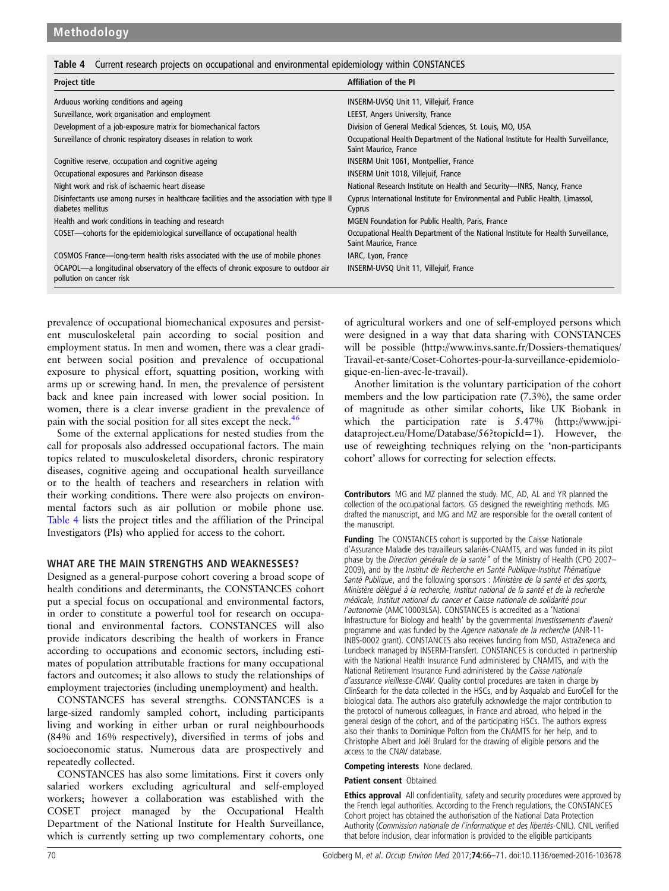**Table 4** Current research projects on occupational and environmental epidemiology within CONSTANCES

| Project title | Affiliation of the PI |
|---|---|
| Arduous working conditions and ageing | INSERM-UVSQ Unit 11, Villejuif, France |
| Surveillance, work organisation and employment | LEEST, Angers University, France |
| Development of a job-exposure matrix for biomechanical factors | Division of General Medical Sciences, St. Louis, MO, USA |
| Surveillance of chronic respiratory diseases in relation to work | Occupational Health Department of the National Institute for Health Surveillance, Saint Maurice, France |
| Cognitive reserve, occupation and cognitive ageing | INSERM Unit 1061, Montpellier, France |
| Occupational exposures and Parkinson disease | INSERM Unit 1018, Villejuif, France |
| Night work and risk of ischaemic heart disease | National Research Institute on Health and Security—INRS, Nancy, France |
| Disinfectants use among nurses in healthcare facilities and the association with type II diabetes mellitus | Cyprus International Institute for Environmental and Public Health, Limassol, Cyprus |
| Health and work conditions in teaching and research | MGEN Foundation for Public Health, Paris, France |
| COSET—cohorts for the epidemiological surveillance of occupational health | Occupational Health Department of the National Institute for Health Surveillance, Saint Maurice, France |
| COSMOS France—long-term health risks associated with the use of mobile phones | IARC, Lyon, France |
| OCAPOL—a longitudinal observatory of the effects of chronic exposure to outdoor air pollution on cancer risk | INSERM-UVSQ Unit 11, Villejuif, France |

prevalence of occupational biomechanical exposures and persistent musculoskeletal pain according to social position and employment status. In men and women, there was a clear gradient between social position and prevalence of occupational exposure to physical effort, squatting position, working with arms up or screwing hand. In men, the prevalence of persistent back and knee pain increased with lower social position. In women, there is a clear inverse gradient in the prevalence of pain with the social position for all sites except the neck.[46]

Some of the external applications for nested studies from the call for proposals also addressed occupational factors. The main topics related to musculoskeletal disorders, chronic respiratory diseases, cognitive ageing and occupational health surveillance or to the health of teachers and researchers in relation with their working conditions. There were also projects on environmental factors such as air pollution or mobile phone use. Table 4 lists the project titles and the affiliation of the Principal Investigators (PIs) who applied for access to the cohort.

## WHAT ARE THE MAIN STRENGTHS AND WEAKNESSES?

Designed as a general-purpose cohort covering a broad scope of health conditions and determinants, the CONSTANCES cohort put a special focus on occupational and environmental factors, in order to constitute a powerful tool for research on occupational and environmental factors. CONSTANCES will also provide indicators describing the health of workers in France according to occupations and economic sectors, including estimates of population attributable fractions for many occupational factors and outcomes; it also allows to study the relationships of employment trajectories (including unemployment) and health.

CONSTANCES has several strengths. CONSTANCES is a large-sized randomly sampled cohort, including participants living and working in either urban or rural neighbourhoods (84% and 16% respectively), diversified in terms of jobs and socioeconomic status. Numerous data are prospectively and repeatedly collected.

CONSTANCES has also some limitations. First it covers only salaried workers excluding agricultural and self-employed workers; however a collaboration was established with the COSET project managed by the Occupational Health Department of the National Institute for Health Surveillance, which is currently setting up two complementary cohorts, one of agricultural workers and one of self-employed persons which were designed in a way that data sharing with CONSTANCES will be possible (http://www.invs.sante.fr/Dossiers-thematiques/Travail-et-sante/Coset-Cohortes-pour-la-surveillance-epidemiologique-en-lien-avec-le-travail).

Another limitation is the voluntary participation of the cohort members and the low participation rate (7.3%), the same order of magnitude as other similar cohorts, like UK Biobank in which the participation rate is 5.47% (http://www.jpi-dataproject.eu/Home/Database/56?topicId=1). However, the use of reweighting techniques relying on the 'non-participants cohort' allows for correcting for selection effects.

**Contributors** MG and MZ planned the study. MC, AD, AL and YR planned the collection of the occupational factors. GS designed the reweighting methods. MG drafted the manuscript, and MG and MZ are responsible for the overall content of the manuscript.

**Funding** The CONSTANCES cohort is supported by the Caisse Nationale d'Assurance Maladie des travailleurs salariés-CNAMTS, and was funded in its pilot phase by the *Direction générale de la santé"* of the Ministry of Health (CPO 2007–2009), and by the *Institut de Recherche en Santé Publique-Institut Thématique Santé Publique*, and the following sponsors : *Ministère de la santé et des sports, Ministère délégué à la recherche, Institut national de la santé et de la recherche médicale, Institut national du cancer et Caisse nationale de solidarité pour l'autonomie* (AMC10003LSA). CONSTANCES is accredited as a 'National Infrastructure for Biology and health' by the governmental *Investissements d'avenir* programme and was funded by the *Agence nationale de la recherche* (ANR-11-INBS-0002 grant). CONSTANCES also receives funding from MSD, AstraZeneca and Lundbeck managed by INSERM-Transfert. CONSTANCES is conducted in partnership with the National Health Insurance Fund administered by CNAMTS, and with the National Retirement Insurance Fund administered by the *Caisse nationale d'assurance vieillesse-CNAV*. Quality control procedures are taken in charge by ClinSearch for the data collected in the HSCs, and by Asqualab and EuroCell for the biological data. The authors also gratefully acknowledge the major contribution to the protocol of numerous colleagues, in France and abroad, who helped in the general design of the cohort, and of the participating HSCs. The authors express also their thanks to Dominique Polton from the CNAMTS for her help, and to Christophe Albert and Joël Brulard for the drawing of eligible persons and the access to the CNAV database.

**Competing interests** None declared.

**Patient consent** Obtained.

**Ethics approval** All confidentiality, safety and security procedures were approved by the French legal authorities. According to the French regulations, the CONSTANCES Cohort project has obtained the authorisation of the National Data Protection Authority (*Commission nationale de l'informatique et des libertés*-CNIL). CNIL verified that before inclusion, clear information is provided to the eligible participants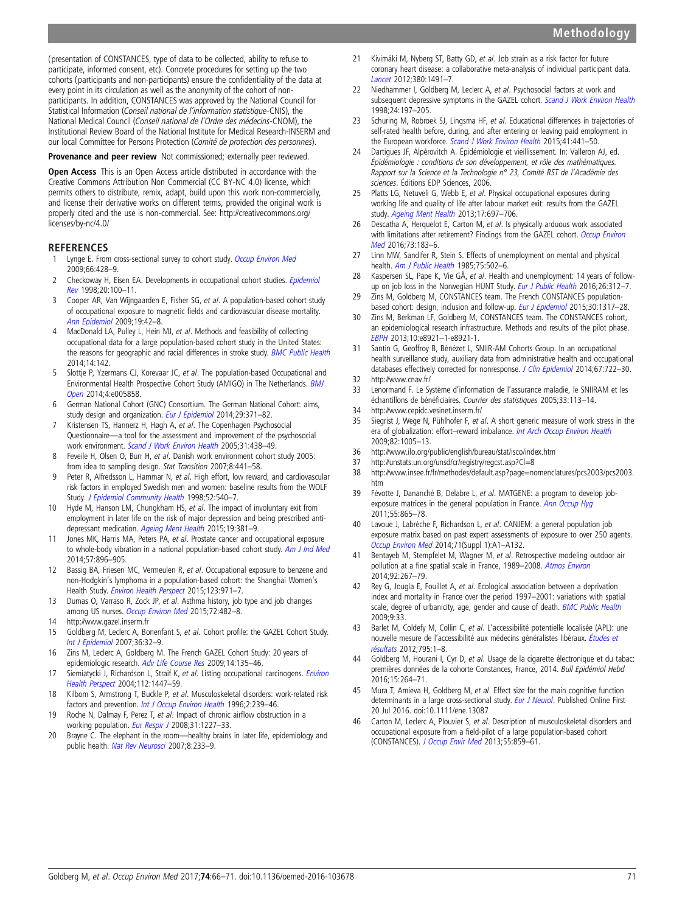(presentation of CONSTANCES, type of data to be collected, ability to refuse to participate, informed consent, etc). Concrete procedures for setting up the two cohorts (participants and non-participants) ensure the confidentiality of the data at every point in its circulation as well as the anonymity of the cohort of non-participants. In addition, CONSTANCES was approved by the National Council for Statistical Information (*Conseil national de l'information statistique*-CNIS), the National Medical Council (*Conseil national de l'Ordre des médecins*-CNOM), the Institutional Review Board of the National Institute for Medical Research-INSERM and our local Committee for Persons Protection (*Comité de protection des personnes*).

**Provenance and peer review** Not commissioned; externally peer reviewed.

**Open Access** This is an Open Access article distributed in accordance with the Creative Commons Attribution Non Commercial (CC BY-NC 4.0) license, which permits others to distribute, remix, adapt, build upon this work non-commercially, and license their derivative works on different terms, provided the original work is properly cited and the use is non-commercial. See: http://creativecommons.org/licenses/by-nc/4.0/

## REFERENCES

1. Lynge E. From cross-sectional survey to cohort study. *Occup Environ Med* 2009;66:428–9.
2. Checkoway H, Eisen EA. Developments in occupational cohort studies. *Epidemiol Rev* 1998;20:100–11.
3. Cooper AR, Van Wijngaarden E, Fisher SG, *et al*. A population-based cohort study of occupational exposure to magnetic fields and cardiovascular disease mortality. *Ann Epidemiol* 2009;19:42–8.
4. MacDonald LA, Pulley L, Hein MJ, *et al*. Methods and feasibility of collecting occupational data for a large population-based cohort study in the United States: the reasons for geographic and racial differences in stroke study. *BMC Public Health* 2014;14:142.
5. Slottje P, Yzermans CJ, Korevaar JC, *et al*. The population-based Occupational and Environmental Health Prospective Cohort Study (AMIGO) in The Netherlands. *BMJ Open* 2014;4:e005858.
6. German National Cohort (GNC) Consortium. The German National Cohort: aims, study design and organization. *Eur J Epidemiol* 2014;29:371–82.
7. Kristensen TS, Hannerz H, Høgh A, *et al*. The Copenhagen Psychosocial Questionnaire—a tool for the assessment and improvement of the psychosocial work environment. *Scand J Work Environ Health* 2005;31:438–49.
8. Feveile H, Olsen O, Burr H, *et al*. Danish work environment cohort study 2005: from idea to sampling design. *Stat Transition* 2007;8:441–58.
9. Peter R, Alfredsson L, Hammar N, *et al*. High effort, low reward, and cardiovascular risk factors in employed Swedish men and women: baseline results from the WOLF Study. *J Epidemiol Community Health* 1998;52:540–7.
10. Hyde M, Hanson LM, Chungkham HS, *et al*. The impact of involuntary exit from employment in later life on the risk of major depression and being prescribed anti-depressant medication. *Ageing Ment Health* 2015;19:381–9.
11. Jones MK, Harris MA, Peters PA, *et al*. Prostate cancer and occupational exposure to whole-body vibration in a national population-based cohort study. *Am J Ind Med* 2014;57:896–905.
12. Bassig BA, Friesen MC, Vermeulen R, *et al*. Occupational exposure to benzene and non-Hodgkin's lymphoma in a population-based cohort: the Shanghai Women's Health Study. *Environ Health Perspect* 2015;123:971–7.
13. Dumas O, Varraso R, Zock JP, *et al*. Asthma history, job type and job changes among US nurses. *Occup Environ Med* 2015;72:482–8.
14. http://www.gazel.inserm.fr
15. Goldberg M, Leclerc A, Bonenfant S, *et al*. Cohort profile: the GAZEL Cohort Study. *Int J Epidemiol* 2007;36:32–9.
16. Zins M, Leclerc A, Goldberg M. The French GAZEL Cohort Study: 20 years of epidemiologic research. *Adv Life Course Res* 2009;14:135–46.
17. Siemiatycki J, Richardson L, Straif K, *et al*. Listing occupational carcinogens. *Environ Health Perspect* 2004;112:1447–59.
18. Kilbom S, Armstrong T, Buckle P, *et al*. Musculoskeletal disorders: work-related risk factors and prevention. *Int J Occup Environ Health* 1996;2:239–46.
19. Roche N, Dalmay F, Perez T, *et al*. Impact of chronic airflow obstruction in a working population. *Eur Respir J* 2008;31:1227–33.
20. Brayne C. The elephant in the room—healthy brains in later life, epidemiology and public health. *Nat Rev Neurosci* 2007;8:233–9.
21. Kivimäki M, Nyberg ST, Batty GD, *et al*. Job strain as a risk factor for future coronary heart disease: a collaborative meta-analysis of individual participant data. *Lancet* 2012;380:1491–7.
22. Niedhammer I, Goldberg M, Leclerc A, *et al*. Psychosocial factors at work and subsequent depressive symptoms in the GAZEL cohort. *Scand J Work Environ Health* 1998;24:197–205.
23. Schuring M, Robroek SJ, Lingsma HF, *et al*. Educational differences in trajectories of self-rated health before, during, and after entering or leaving paid employment in the European workforce. *Scand J Work Environ Health* 2015;41:441–50.
24. Dartigues JF, Alpérovitch A. Épidémiologie et vieillissement. In: Valleron AJ, ed. *Épidémiologie : conditions de son développement, et rôle des mathématiques. Rapport sur la Science et la Technologie n° 23, Comité RST de l'Académie des sciences*. Éditions EDP Sciences, 2006.
25. Platts LG, Netuveli G, Webb E, *et al*. Physical occupational exposures during working life and quality of life after labour market exit: results from the GAZEL study. *Ageing Ment Health* 2013;17:697–706.
26. Descatha A, Herquelot E, Carton M, *et al*. Is physically arduous work associated with limitations after retirement? Findings from the GAZEL cohort. *Occup Environ Med* 2016;73:183–6.
27. Linn MW, Sandifer R, Stein S. Effects of unemployment on mental and physical health. *Am J Public Health* 1985;75:502–6.
28. Kaspersen SL, Pape K, Vie GÅ, *et al*. Health and unemployment: 14 years of follow-up on job loss in the Norwegian HUNT Study. *Eur J Public Health* 2016;26:312–7.
29. Zins M, Goldberg M, CONSTANCES team. The French CONSTANCES population-based cohort: design, inclusion and follow-up. *Eur J Epidemiol* 2015;30:1317–28.
30. Zins M, Berkman LF, Goldberg M, CONSTANCES team. The CONSTANCES cohort, an epidemiological research infrastructure. Methods and results of the pilot phase. *EBPH* 2013;10:e8921–1-e8921-1.
31. Santin G, Geoffroy B, Bénézet L, SNIIR-AM Cohorts Group. In an occupational health surveillance study, auxiliary data from administrative health and occupational databases effectively corrected for nonresponse. *J Clin Epidemiol* 2014;67:722–30.
32. http://www.cnav.fr/
33. Lenormand F. Le Système d'information de l'assurance maladie, le SNIIRAM et les échantillons de bénéficiaires. *Courrier des statistiques* 2005;33:113–14.
34. http://www.cepidc.vesinet.inserm.fr/
35. Siegrist J, Wege N, Pühlhofer F, *et al*. A short generic measure of work stress in the era of globalization: effort–reward imbalance. *Int Arch Occup Environ Health* 2009;82:1005–13.
36. http://www.ilo.org/public/english/bureau/stat/isco/index.htm
37. http://unstats.un.org/unsd/cr/registry/regcst.asp?Cl=8
38. http://www.insee.fr/fr/methodes/default.asp?page=nomenclatures/pcs2003/pcs2003.htm
39. Févotte J, Dananché B, Delabre L, *et al*. MATGENE: a program to develop job-exposure matrices in the general population in France. *Ann Occup Hyg* 2011;55:865–78.
40. Lavoue J, Labrèche F, Richardson L, *et al*. CANJEM: a general population job exposure matrix based on past expert assessments of exposure to over 250 agents. *Occup Environ Med* 2014;71(Suppl 1):A1–A132.
41. Bentayeb M, Stempfelet M, Wagner M, *et al*. Retrospective modeling outdoor air pollution at a fine spatial scale in France, 1989–2008. *Atmos Environ* 2014;92:267–79.
42. Rey G, Jougla E, Fouillet A, *et al*. Ecological association between a deprivation index and mortality in France over the period 1997–2001: variations with spatial scale, degree of urbanicity, age, gender and cause of death. *BMC Public Health* 2009;9:33.
43. Barlet M, Coldefy M, Collin C, *et al*. L'accessibilité potentielle localisée (APL): une nouvelle mesure de l'accessibilité aux médecins généralistes libéraux. *Études et résultats* 2012;795:1–8.
44. Goldberg M, Hourani I, Cyr D, *et al*. Usage de la cigarette électronique et du tabac: premières données de la cohorte Constances, France, 2014. *Bull Epidémiol Hebd* 2016;15:264–71.
45. Mura T, Amieva H, Goldberg M, *et al*. Effect size for the main cognitive function determinants in a large cross-sectional study. *Eur J Neurol*. Published Online First 20 Jul 2016. doi:10.1111/ene.13087
46. Carton M, Leclerc A, Plouvier S, *et al*. Description of musculoskeletal disorders and occupational exposure from a field-pilot of a large population-based cohort (CONSTANCES). *J Occup Envir Med* 2013;55:859–61.